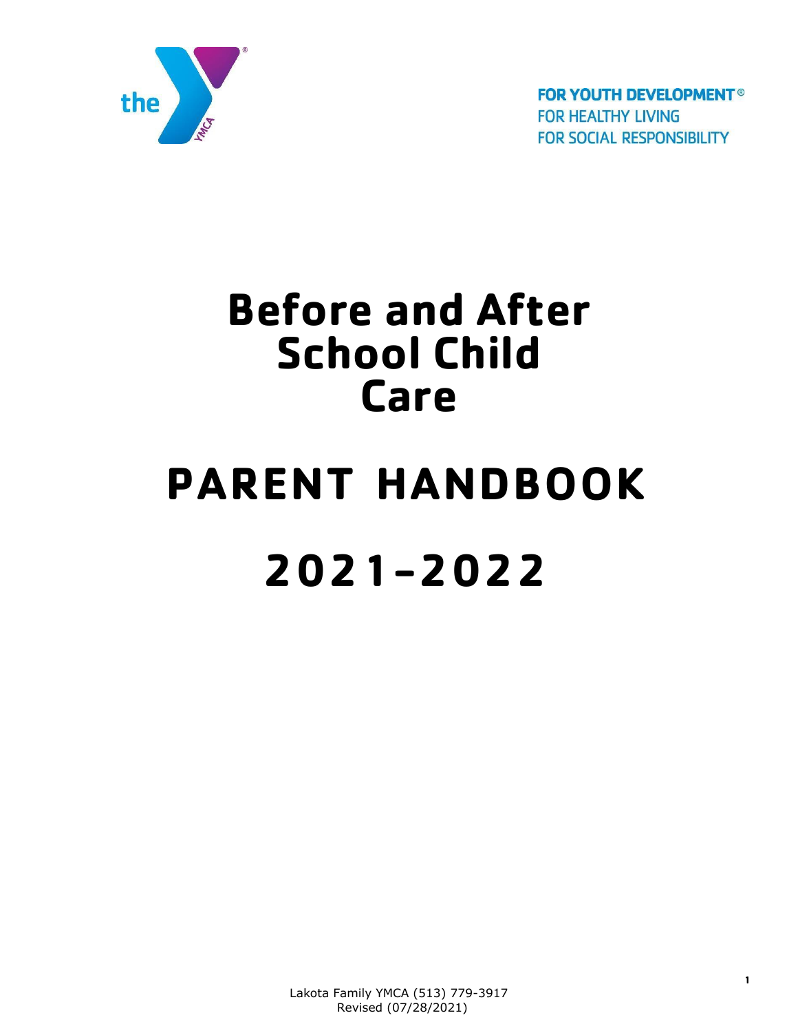FOR YOUTH DEVELOPMENT®
FOR HEALTHY LIVING
FOR SOCIAL RESPONSIBILITY

# Before and After School Child Care

# PARENT HANDBOOK

# 2021-2022

Lakota Family YMCA (513) 779-3917
Revised (07/28/2021)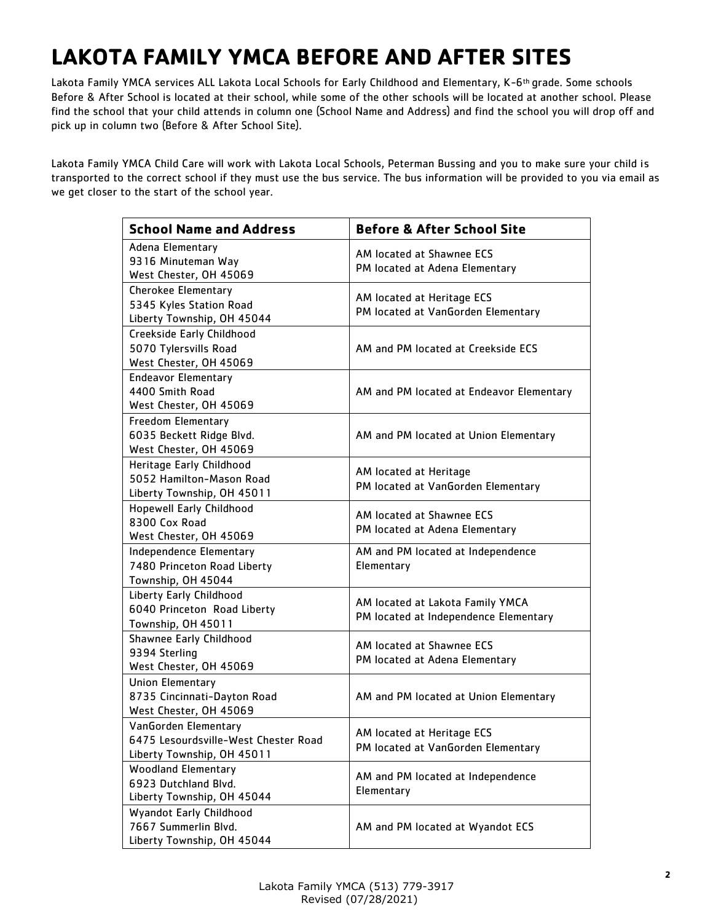# LAKOTA FAMILY YMCA BEFORE AND AFTER SITES

Lakota Family YMCA services ALL Lakota Local Schools for Early Childhood and Elementary, K-6th grade. Some schools Before & After School is located at their school, while some of the other schools will be located at another school. Please find the school that your child attends in column one (School Name and Address) and find the school you will drop off and pick up in column two (Before & After School Site).

Lakota Family YMCA Child Care will work with Lakota Local Schools, Peterman Bussing and you to make sure your child is transported to the correct school if they must use the bus service. The bus information will be provided to you via email as we get closer to the start of the school year.

| School Name and Address | Before & After School Site |
|---|---|
| Adena Elementary<br>9316 Minuteman Way<br>West Chester, OH 45069 | AM located at Shawnee ECS<br>PM located at Adena Elementary |
| Cherokee Elementary<br>5345 Kyles Station Road<br>Liberty Township, OH 45044 | AM located at Heritage ECS<br>PM located at VanGorden Elementary |
| Creekside Early Childhood<br>5070 Tylersvills Road<br>West Chester, OH 45069 | AM and PM located at Creekside ECS |
| Endeavor Elementary<br>4400 Smith Road<br>West Chester, OH 45069 | AM and PM located at Endeavor Elementary |
| Freedom Elementary<br>6035 Beckett Ridge Blvd.<br>West Chester, OH 45069 | AM and PM located at Union Elementary |
| Heritage Early Childhood<br>5052 Hamilton-Mason Road<br>Liberty Township, OH 45011 | AM located at Heritage<br>PM located at VanGorden Elementary |
| Hopewell Early Childhood<br>8300 Cox Road<br>West Chester, OH 45069 | AM located at Shawnee ECS<br>PM located at Adena Elementary |
| Independence Elementary<br>7480 Princeton Road Liberty<br>Township, OH 45044 | AM and PM located at Independence Elementary |
| Liberty Early Childhood<br>6040 Princeton Road Liberty<br>Township, OH 45011 | AM located at Lakota Family YMCA<br>PM located at Independence Elementary |
| Shawnee Early Childhood<br>9394 Sterling<br>West Chester, OH 45069 | AM located at Shawnee ECS<br>PM located at Adena Elementary |
| Union Elementary<br>8735 Cincinnati-Dayton Road<br>West Chester, OH 45069 | AM and PM located at Union Elementary |
| VanGorden Elementary<br>6475 Lesourdsville-West Chester Road<br>Liberty Township, OH 45011 | AM located at Heritage ECS<br>PM located at VanGorden Elementary |
| Woodland Elementary<br>6923 Dutchland Blvd.<br>Liberty Township, OH 45044 | AM and PM located at Independence Elementary |
| Wyandot Early Childhood<br>7667 Summerlin Blvd.<br>Liberty Township, OH 45044 | AM and PM located at Wyandot ECS |

Lakota Family YMCA (513) 779-3917
Revised (07/28/2021)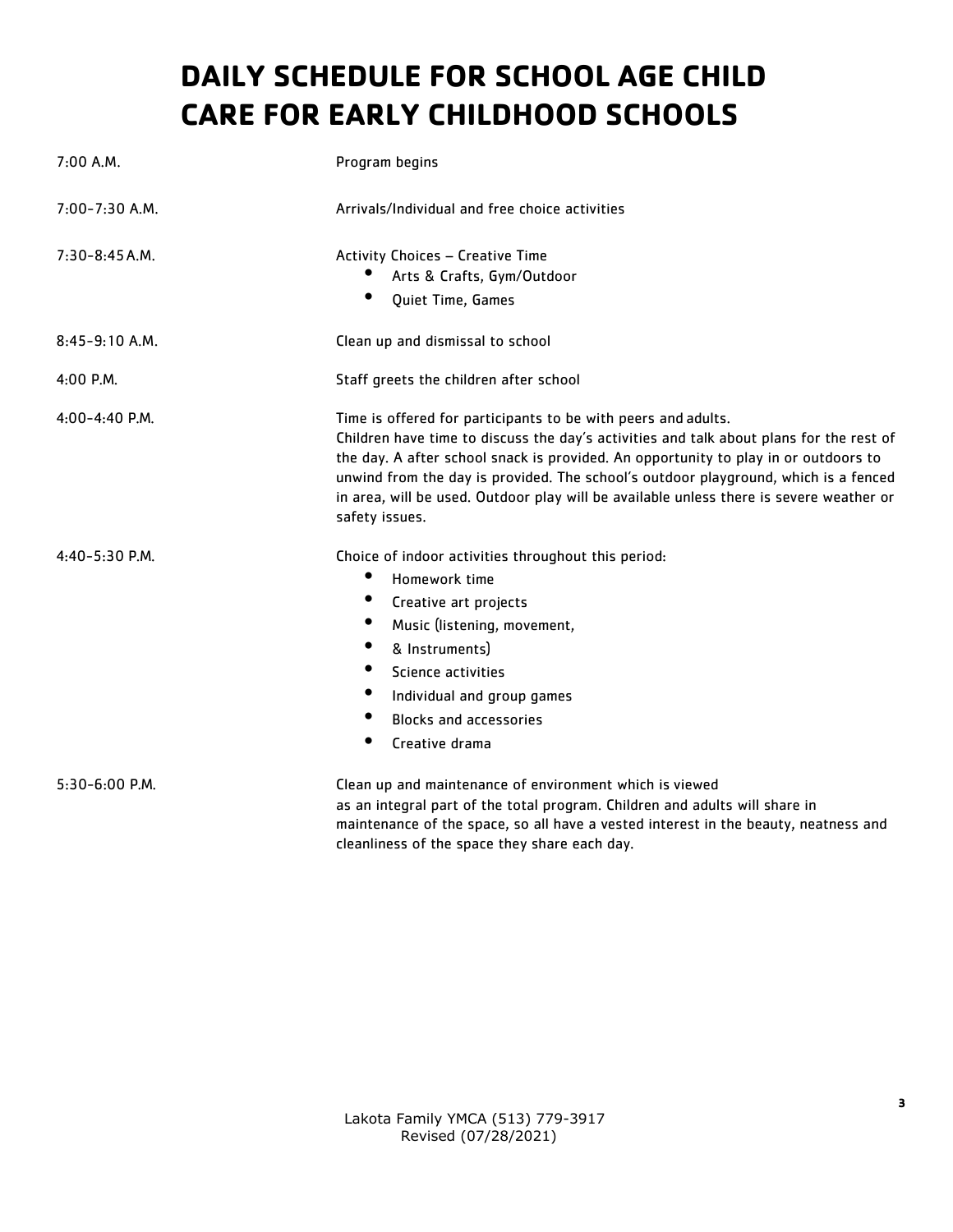# DAILY SCHEDULE FOR SCHOOL AGE CHILD CARE FOR EARLY CHILDHOOD SCHOOLS

| Time | Activity |
|---|---|
| 7:00 A.M. | Program begins |
| 7:00-7:30 A.M. | Arrivals/Individual and free choice activities |
| 7:30-8:45 A.M. | Activity Choices – Creative Time<br>• Arts & Crafts, Gym/Outdoor<br>• Quiet Time, Games |
| 8:45-9:10 A.M. | Clean up and dismissal to school |
| 4:00 P.M. | Staff greets the children after school |
| 4:00-4:40 P.M. | Time is offered for participants to be with peers and adults. Children have time to discuss the day's activities and talk about plans for the rest of the day. A after school snack is provided. An opportunity to play in or outdoors to unwind from the day is provided. The school's outdoor playground, which is a fenced in area, will be used. Outdoor play will be available unless there is severe weather or safety issues. |
| 4:40-5:30 P.M. | Choice of indoor activities throughout this period:<br>• Homework time<br>• Creative art projects<br>• Music (listening, movement,<br>• & Instruments)<br>• Science activities<br>• Individual and group games<br>• Blocks and accessories<br>• Creative drama |
| 5:30-6:00 P.M. | Clean up and maintenance of environment which is viewed as an integral part of the total program. Children and adults will share in maintenance of the space, so all have a vested interest in the beauty, neatness and cleanliness of the space they share each day. |

Lakota Family YMCA (513) 779-3917
Revised (07/28/2021)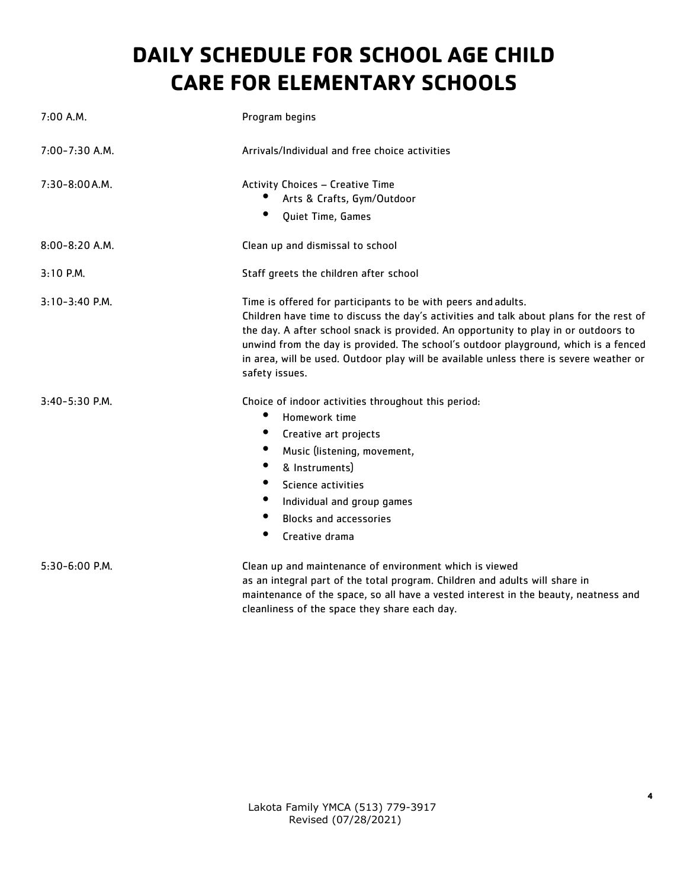# DAILY SCHEDULE FOR SCHOOL AGE CHILD CARE FOR ELEMENTARY SCHOOLS

| | |
|---|---|
| 7:00 A.M. | Program begins |
| 7:00-7:30 A.M. | Arrivals/Individual and free choice activities |
| 7:30-8:00A.M. | Activity Choices – Creative Time<br>• Arts & Crafts, Gym/Outdoor<br>• Quiet Time, Games |
| 8:00-8:20 A.M. | Clean up and dismissal to school |
| 3:10 P.M. | Staff greets the children after school |
| 3:10-3:40 P.M. | Time is offered for participants to be with peers and adults.<br>Children have time to discuss the day's activities and talk about plans for the rest of the day. A after school snack is provided. An opportunity to play in or outdoors to unwind from the day is provided. The school's outdoor playground, which is a fenced in area, will be used. Outdoor play will be available unless there is severe weather or safety issues. |
| 3:40-5:30 P.M. | Choice of indoor activities throughout this period:<br>• Homework time<br>• Creative art projects<br>• Music (listening, movement,<br>• & Instruments)<br>• Science activities<br>• Individual and group games<br>• Blocks and accessories<br>• Creative drama |
| 5:30-6:00 P.M. | Clean up and maintenance of environment which is viewed as an integral part of the total program. Children and adults will share in maintenance of the space, so all have a vested interest in the beauty, neatness and cleanliness of the space they share each day. |

Lakota Family YMCA (513) 779-3917
Revised (07/28/2021)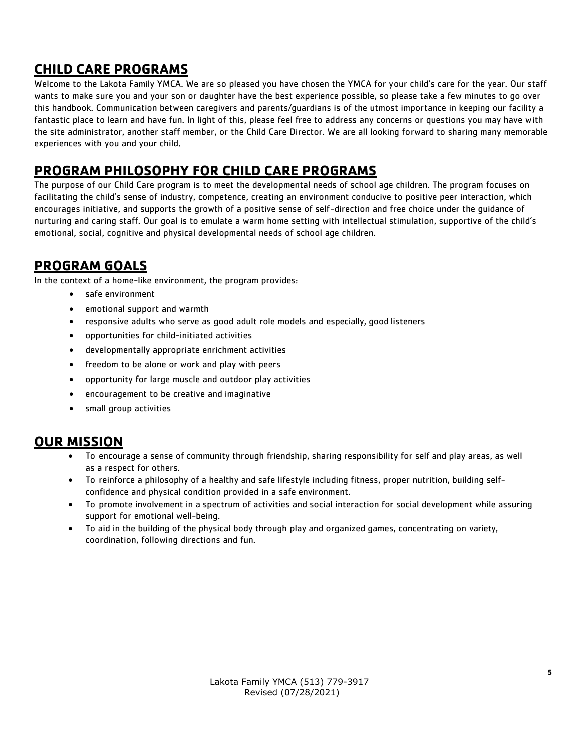## CHILD CARE PROGRAMS

Welcome to the Lakota Family YMCA. We are so pleased you have chosen the YMCA for your child's care for the year. Our staff wants to make sure you and your son or daughter have the best experience possible, so please take a few minutes to go over this handbook. Communication between caregivers and parents/guardians is of the utmost importance in keeping our facility a fantastic place to learn and have fun. In light of this, please feel free to address any concerns or questions you may have with the site administrator, another staff member, or the Child Care Director. We are all looking forward to sharing many memorable experiences with you and your child.

## PROGRAM PHILOSOPHY FOR CHILD CARE PROGRAMS

The purpose of our Child Care program is to meet the developmental needs of school age children. The program focuses on facilitating the child's sense of industry, competence, creating an environment conducive to positive peer interaction, which encourages initiative, and supports the growth of a positive sense of self-direction and free choice under the guidance of nurturing and caring staff. Our goal is to emulate a warm home setting with intellectual stimulation, supportive of the child's emotional, social, cognitive and physical developmental needs of school age children.

## PROGRAM GOALS

In the context of a home-like environment, the program provides:

- safe environment
- emotional support and warmth
- responsive adults who serve as good adult role models and especially, good listeners
- opportunities for child-initiated activities
- developmentally appropriate enrichment activities
- freedom to be alone or work and play with peers
- opportunity for large muscle and outdoor play activities
- encouragement to be creative and imaginative
- small group activities

## OUR MISSION

- To encourage a sense of community through friendship, sharing responsibility for self and play areas, as well as a respect for others.
- To reinforce a philosophy of a healthy and safe lifestyle including fitness, proper nutrition, building self-confidence and physical condition provided in a safe environment.
- To promote involvement in a spectrum of activities and social interaction for social development while assuring support for emotional well-being.
- To aid in the building of the physical body through play and organized games, concentrating on variety, coordination, following directions and fun.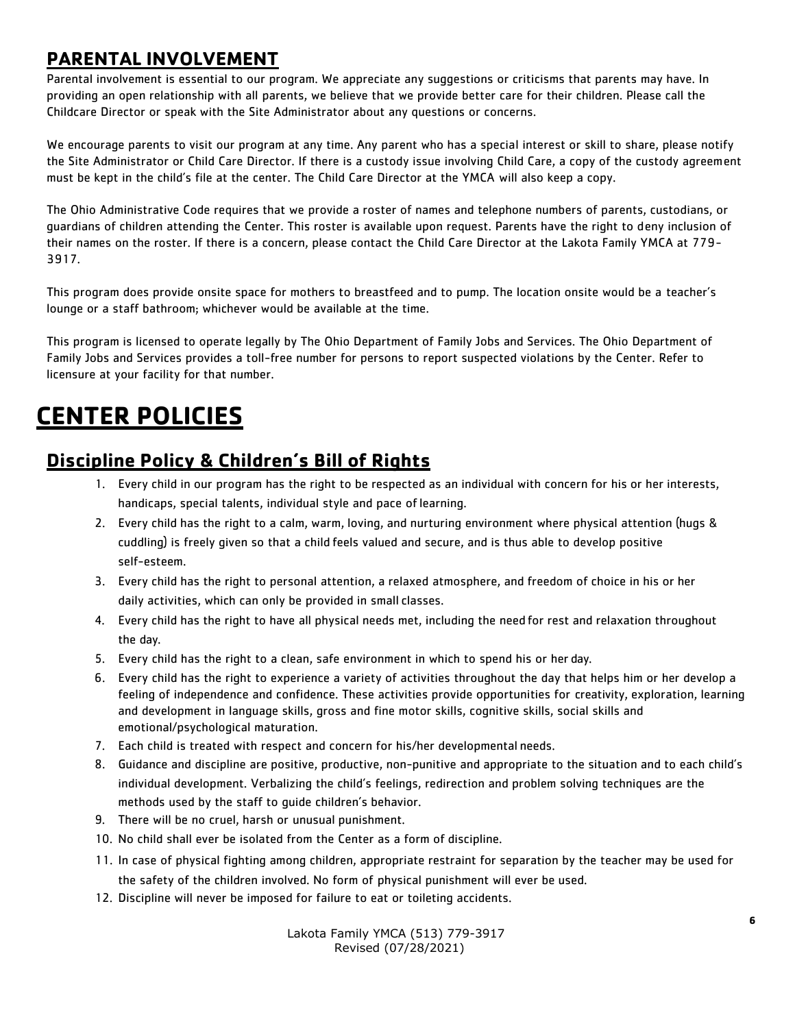## PARENTAL INVOLVEMENT

Parental involvement is essential to our program. We appreciate any suggestions or criticisms that parents may have. In providing an open relationship with all parents, we believe that we provide better care for their children. Please call the Childcare Director or speak with the Site Administrator about any questions or concerns.

We encourage parents to visit our program at any time. Any parent who has a special interest or skill to share, please notify the Site Administrator or Child Care Director. If there is a custody issue involving Child Care, a copy of the custody agreement must be kept in the child's file at the center. The Child Care Director at the YMCA will also keep a copy.

The Ohio Administrative Code requires that we provide a roster of names and telephone numbers of parents, custodians, or guardians of children attending the Center. This roster is available upon request. Parents have the right to deny inclusion of their names on the roster. If there is a concern, please contact the Child Care Director at the Lakota Family YMCA at 779-3917.

This program does provide onsite space for mothers to breastfeed and to pump. The location onsite would be a teacher's lounge or a staff bathroom; whichever would be available at the time.

This program is licensed to operate legally by The Ohio Department of Family Jobs and Services. The Ohio Department of Family Jobs and Services provides a toll-free number for persons to report suspected violations by the Center. Refer to licensure at your facility for that number.

# CENTER POLICIES

## Discipline Policy & Children's Bill of Rights

1. Every child in our program has the right to be respected as an individual with concern for his or her interests, handicaps, special talents, individual style and pace of learning.
2. Every child has the right to a calm, warm, loving, and nurturing environment where physical attention (hugs & cuddling) is freely given so that a child feels valued and secure, and is thus able to develop positive self-esteem.
3. Every child has the right to personal attention, a relaxed atmosphere, and freedom of choice in his or her daily activities, which can only be provided in small classes.
4. Every child has the right to have all physical needs met, including the need for rest and relaxation throughout the day.
5. Every child has the right to a clean, safe environment in which to spend his or her day.
6. Every child has the right to experience a variety of activities throughout the day that helps him or her develop a feeling of independence and confidence. These activities provide opportunities for creativity, exploration, learning and development in language skills, gross and fine motor skills, cognitive skills, social skills and emotional/psychological maturation.
7. Each child is treated with respect and concern for his/her developmental needs.
8. Guidance and discipline are positive, productive, non-punitive and appropriate to the situation and to each child's individual development. Verbalizing the child's feelings, redirection and problem solving techniques are the methods used by the staff to guide children's behavior.
9. There will be no cruel, harsh or unusual punishment.
10. No child shall ever be isolated from the Center as a form of discipline.
11. In case of physical fighting among children, appropriate restraint for separation by the teacher may be used for the safety of the children involved. No form of physical punishment will ever be used.
12. Discipline will never be imposed for failure to eat or toileting accidents.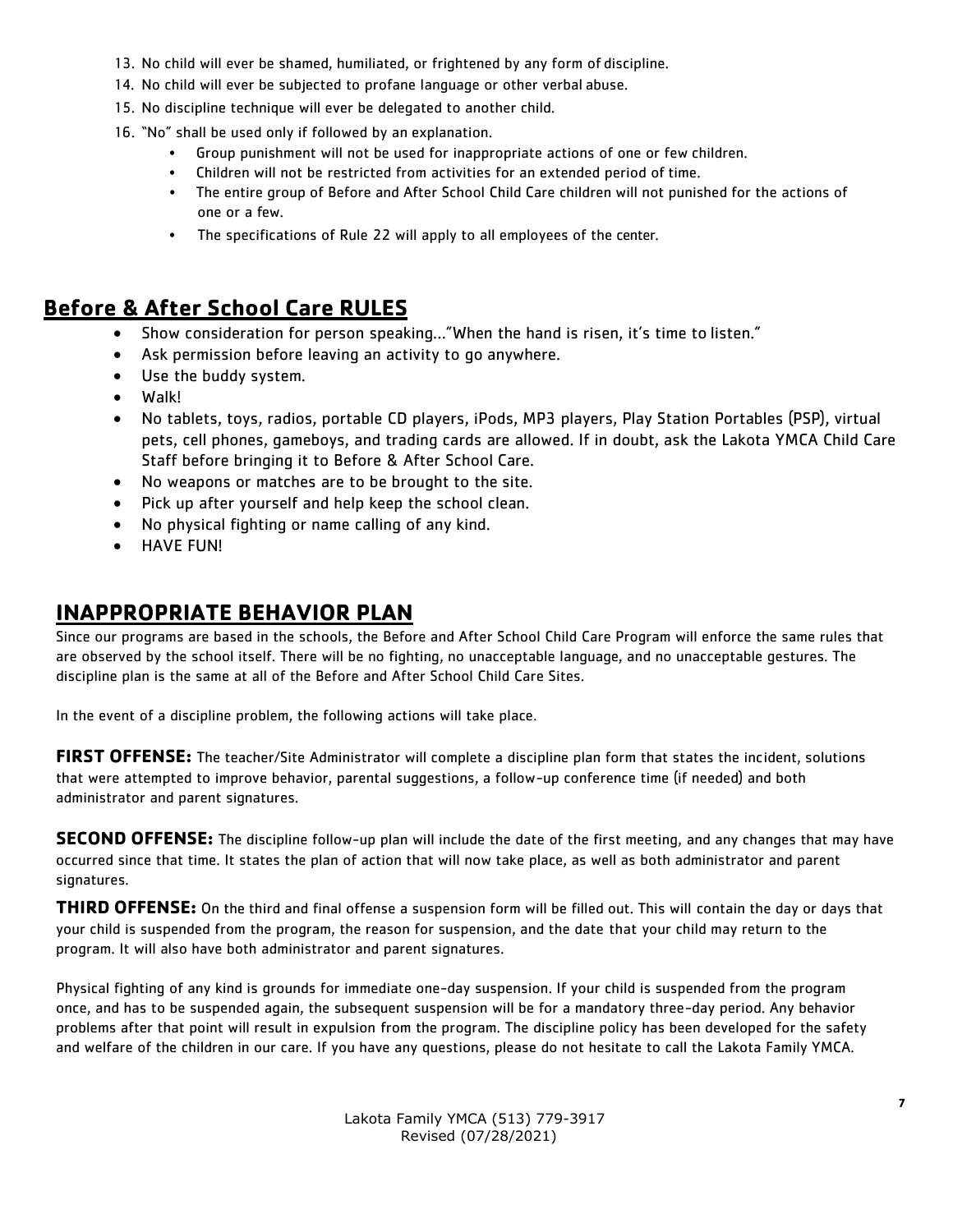13. No child will ever be shamed, humiliated, or frightened by any form of discipline.
14. No child will ever be subjected to profane language or other verbal abuse.
15. No discipline technique will ever be delegated to another child.
16. "No" shall be used only if followed by an explanation.
    - Group punishment will not be used for inappropriate actions of one or few children.
    - Children will not be restricted from activities for an extended period of time.
    - The entire group of Before and After School Child Care children will not punished for the actions of one or a few.
    - The specifications of Rule 22 will apply to all employees of the center.

## Before & After School Care RULES

- Show consideration for person speaking…"When the hand is risen, it's time to listen."
- Ask permission before leaving an activity to go anywhere.
- Use the buddy system.
- Walk!
- No tablets, toys, radios, portable CD players, iPods, MP3 players, Play Station Portables (PSP), virtual pets, cell phones, gameboys, and trading cards are allowed. If in doubt, ask the Lakota YMCA Child Care Staff before bringing it to Before & After School Care.
- No weapons or matches are to be brought to the site.
- Pick up after yourself and help keep the school clean.
- No physical fighting or name calling of any kind.
- HAVE FUN!

## INAPPROPRIATE BEHAVIOR PLAN

Since our programs are based in the schools, the Before and After School Child Care Program will enforce the same rules that are observed by the school itself. There will be no fighting, no unacceptable language, and no unacceptable gestures. The discipline plan is the same at all of the Before and After School Child Care Sites.

In the event of a discipline problem, the following actions will take place.

**FIRST OFFENSE:** The teacher/Site Administrator will complete a discipline plan form that states the incident, solutions that were attempted to improve behavior, parental suggestions, a follow-up conference time (if needed) and both administrator and parent signatures.

**SECOND OFFENSE:** The discipline follow-up plan will include the date of the first meeting, and any changes that may have occurred since that time. It states the plan of action that will now take place, as well as both administrator and parent signatures.

**THIRD OFFENSE:** On the third and final offense a suspension form will be filled out. This will contain the day or days that your child is suspended from the program, the reason for suspension, and the date that your child may return to the program. It will also have both administrator and parent signatures.

Physical fighting of any kind is grounds for immediate one-day suspension. If your child is suspended from the program once, and has to be suspended again, the subsequent suspension will be for a mandatory three-day period. Any behavior problems after that point will result in expulsion from the program. The discipline policy has been developed for the safety and welfare of the children in our care. If you have any questions, please do not hesitate to call the Lakota Family YMCA.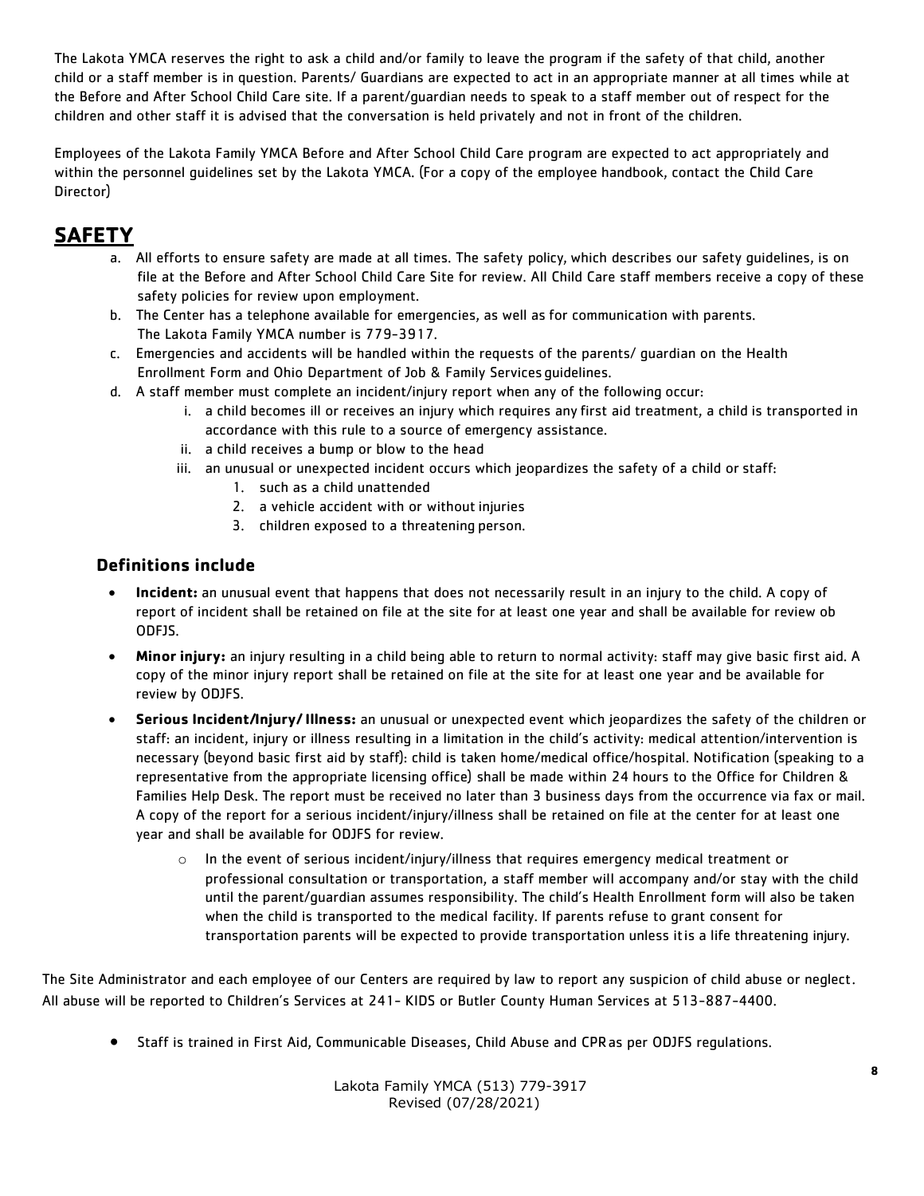The Lakota YMCA reserves the right to ask a child and/or family to leave the program if the safety of that child, another child or a staff member is in question. Parents/ Guardians are expected to act in an appropriate manner at all times while at the Before and After School Child Care site. If a parent/guardian needs to speak to a staff member out of respect for the children and other staff it is advised that the conversation is held privately and not in front of the children.

Employees of the Lakota Family YMCA Before and After School Child Care program are expected to act appropriately and within the personnel guidelines set by the Lakota YMCA. (For a copy of the employee handbook, contact the Child Care Director)

# SAFETY

a. All efforts to ensure safety are made at all times. The safety policy, which describes our safety guidelines, is on file at the Before and After School Child Care Site for review. All Child Care staff members receive a copy of these safety policies for review upon employment.
b. The Center has a telephone available for emergencies, as well as for communication with parents. The Lakota Family YMCA number is 779-3917.
c. Emergencies and accidents will be handled within the requests of the parents/ guardian on the Health Enrollment Form and Ohio Department of Job & Family Services guidelines.
d. A staff member must complete an incident/injury report when any of the following occur:
    i. a child becomes ill or receives an injury which requires any first aid treatment, a child is transported in accordance with this rule to a source of emergency assistance.
    ii. a child receives a bump or blow to the head
    iii. an unusual or unexpected incident occurs which jeopardizes the safety of a child or staff:
        1. such as a child unattended
        2. a vehicle accident with or without injuries
        3. children exposed to a threatening person.

## Definitions include

- **Incident:** an unusual event that happens that does not necessarily result in an injury to the child. A copy of report of incident shall be retained on file at the site for at least one year and shall be available for review ob ODFJS.
- **Minor injury:** an injury resulting in a child being able to return to normal activity: staff may give basic first aid. A copy of the minor injury report shall be retained on file at the site for at least one year and be available for review by ODJFS.
- **Serious Incident/Injury/ Illness:** an unusual or unexpected event which jeopardizes the safety of the children or staff: an incident, injury or illness resulting in a limitation in the child's activity: medical attention/intervention is necessary (beyond basic first aid by staff): child is taken home/medical office/hospital. Notification (speaking to a representative from the appropriate licensing office) shall be made within 24 hours to the Office for Children & Families Help Desk. The report must be received no later than 3 business days from the occurrence via fax or mail. A copy of the report for a serious incident/injury/illness shall be retained on file at the center for at least one year and shall be available for ODJFS for review.
    - In the event of serious incident/injury/illness that requires emergency medical treatment or professional consultation or transportation, a staff member will accompany and/or stay with the child until the parent/guardian assumes responsibility. The child's Health Enrollment form will also be taken when the child is transported to the medical facility. If parents refuse to grant consent for transportation parents will be expected to provide transportation unless it is a life threatening injury.

The Site Administrator and each employee of our Centers are required by law to report any suspicion of child abuse or neglect. All abuse will be reported to Children's Services at 241- KIDS or Butler County Human Services at 513-887-4400.

- Staff is trained in First Aid, Communicable Diseases, Child Abuse and CPR as per ODJFS regulations.

Lakota Family YMCA (513) 779-3917
Revised (07/28/2021)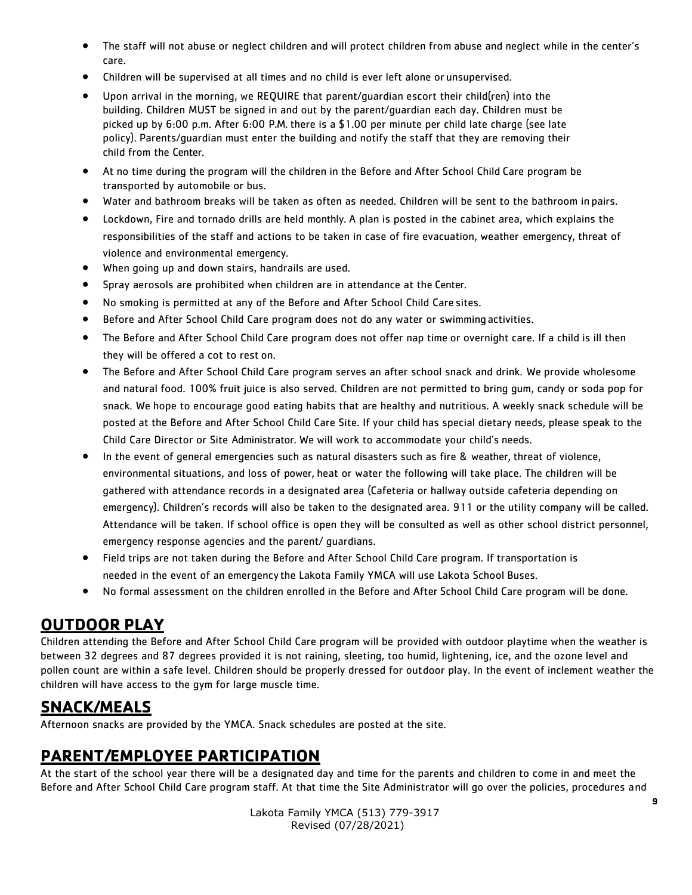- The staff will not abuse or neglect children and will protect children from abuse and neglect while in the center's care.
- Children will be supervised at all times and no child is ever left alone or unsupervised.
- Upon arrival in the morning, we REQUIRE that parent/guardian escort their child(ren) into the building. Children MUST be signed in and out by the parent/guardian each day. Children must be picked up by 6:00 p.m. After 6:00 P.M. there is a $1.00 per minute per child late charge (see late policy). Parents/guardian must enter the building and notify the staff that they are removing their child from the Center.
- At no time during the program will the children in the Before and After School Child Care program be transported by automobile or bus.
- Water and bathroom breaks will be taken as often as needed. Children will be sent to the bathroom in pairs.
- Lockdown, Fire and tornado drills are held monthly. A plan is posted in the cabinet area, which explains the responsibilities of the staff and actions to be taken in case of fire evacuation, weather emergency, threat of violence and environmental emergency.
- When going up and down stairs, handrails are used.
- Spray aerosols are prohibited when children are in attendance at the Center.
- No smoking is permitted at any of the Before and After School Child Care sites.
- Before and After School Child Care program does not do any water or swimming activities.
- The Before and After School Child Care program does not offer nap time or overnight care. If a child is ill then they will be offered a cot to rest on.
- The Before and After School Child Care program serves an after school snack and drink. We provide wholesome and natural food. 100% fruit juice is also served. Children are not permitted to bring gum, candy or soda pop for snack. We hope to encourage good eating habits that are healthy and nutritious. A weekly snack schedule will be posted at the Before and After School Child Care Site. If your child has special dietary needs, please speak to the Child Care Director or Site Administrator. We will work to accommodate your child's needs.
- In the event of general emergencies such as natural disasters such as fire & weather, threat of violence, environmental situations, and loss of power, heat or water the following will take place. The children will be gathered with attendance records in a designated area (Cafeteria or hallway outside cafeteria depending on emergency). Children's records will also be taken to the designated area. 911 or the utility company will be called. Attendance will be taken. If school office is open they will be consulted as well as other school district personnel, emergency response agencies and the parent/ guardians.
- Field trips are not taken during the Before and After School Child Care program. If transportation is needed in the event of an emergency the Lakota Family YMCA will use Lakota School Buses.
- No formal assessment on the children enrolled in the Before and After School Child Care program will be done.

## OUTDOOR PLAY

Children attending the Before and After School Child Care program will be provided with outdoor playtime when the weather is between 32 degrees and 87 degrees provided it is not raining, sleeting, too humid, lightening, ice, and the ozone level and pollen count are within a safe level. Children should be properly dressed for outdoor play. In the event of inclement weather the children will have access to the gym for large muscle time.

## SNACK/MEALS

Afternoon snacks are provided by the YMCA. Snack schedules are posted at the site.

## PARENT/EMPLOYEE PARTICIPATION

At the start of the school year there will be a designated day and time for the parents and children to come in and meet the Before and After School Child Care program staff. At that time the Site Administrator will go over the policies, procedures and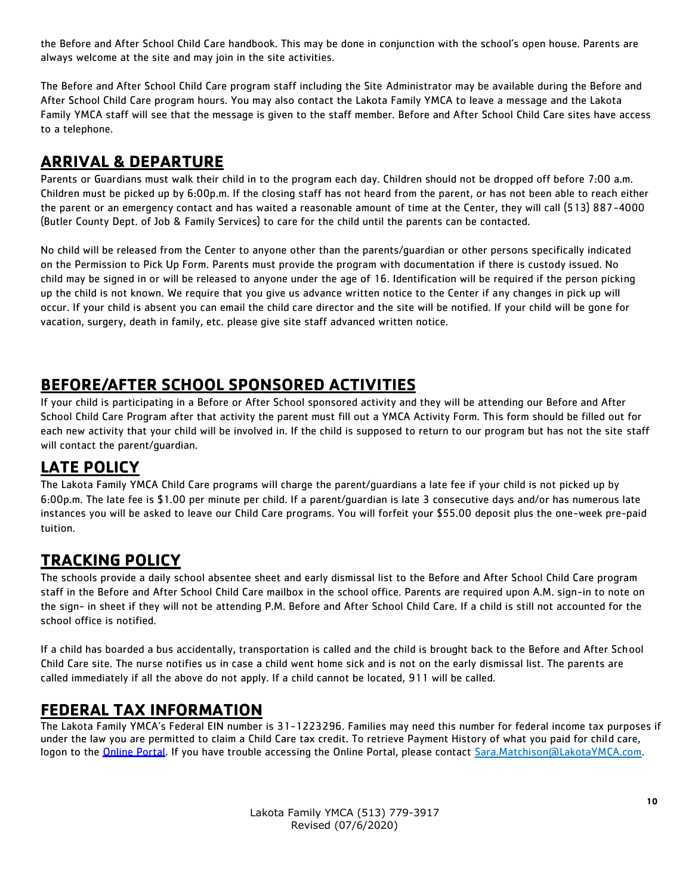the Before and After School Child Care handbook. This may be done in conjunction with the school's open house. Parents are always welcome at the site and may join in the site activities.

The Before and After School Child Care program staff including the Site Administrator may be available during the Before and After School Child Care program hours. You may also contact the Lakota Family YMCA to leave a message and the Lakota Family YMCA staff will see that the message is given to the staff member. Before and After School Child Care sites have access to a telephone.

## ARRIVAL & DEPARTURE

Parents or Guardians must walk their child in to the program each day. Children should not be dropped off before 7:00 a.m. Children must be picked up by 6:00p.m. If the closing staff has not heard from the parent, or has not been able to reach either the parent or an emergency contact and has waited a reasonable amount of time at the Center, they will call (513) 887-4000 (Butler County Dept. of Job & Family Services) to care for the child until the parents can be contacted.

No child will be released from the Center to anyone other than the parents/guardian or other persons specifically indicated on the Permission to Pick Up Form. Parents must provide the program with documentation if there is custody issued. No child may be signed in or will be released to anyone under the age of 16. Identification will be required if the person picking up the child is not known. We require that you give us advance written notice to the Center if any changes in pick up will occur. If your child is absent you can email the child care director and the site will be notified. If your child will be gone for vacation, surgery, death in family, etc. please give site staff advanced written notice.

## BEFORE/AFTER SCHOOL SPONSORED ACTIVITIES

If your child is participating in a Before or After School sponsored activity and they will be attending our Before and After School Child Care Program after that activity the parent must fill out a YMCA Activity Form. This form should be filled out for each new activity that your child will be involved in. If the child is supposed to return to our program but has not the site staff will contact the parent/guardian.

## LATE POLICY

The Lakota Family YMCA Child Care programs will charge the parent/guardians a late fee if your child is not picked up by 6:00p.m. The late fee is $1.00 per minute per child. If a parent/guardian is late 3 consecutive days and/or has numerous late instances you will be asked to leave our Child Care programs. You will forfeit your $55.00 deposit plus the one-week pre-paid tuition.

## TRACKING POLICY

The schools provide a daily school absentee sheet and early dismissal list to the Before and After School Child Care program staff in the Before and After School Child Care mailbox in the school office. Parents are required upon A.M. sign-in to note on the sign- in sheet if they will not be attending P.M. Before and After School Child Care. If a child is still not accounted for the school office is notified.

If a child has boarded a bus accidentally, transportation is called and the child is brought back to the Before and After School Child Care site. The nurse notifies us in case a child went home sick and is not on the early dismissal list. The parents are called immediately if all the above do not apply. If a child cannot be located, 911 will be called.

## FEDERAL TAX INFORMATION

The Lakota Family YMCA's Federal EIN number is 31-1223296. Families may need this number for federal income tax purposes if under the law you are permitted to claim a Child Care tax credit. To retrieve Payment History of what you paid for child care, logon to the [Online Portal](). If you have trouble accessing the Online Portal, please contact [Sara.Matchison@LakotaYMCA.com](mailto:Sara.Matchison@LakotaYMCA.com).

Lakota Family YMCA (513) 779-3917
Revised (07/6/2020)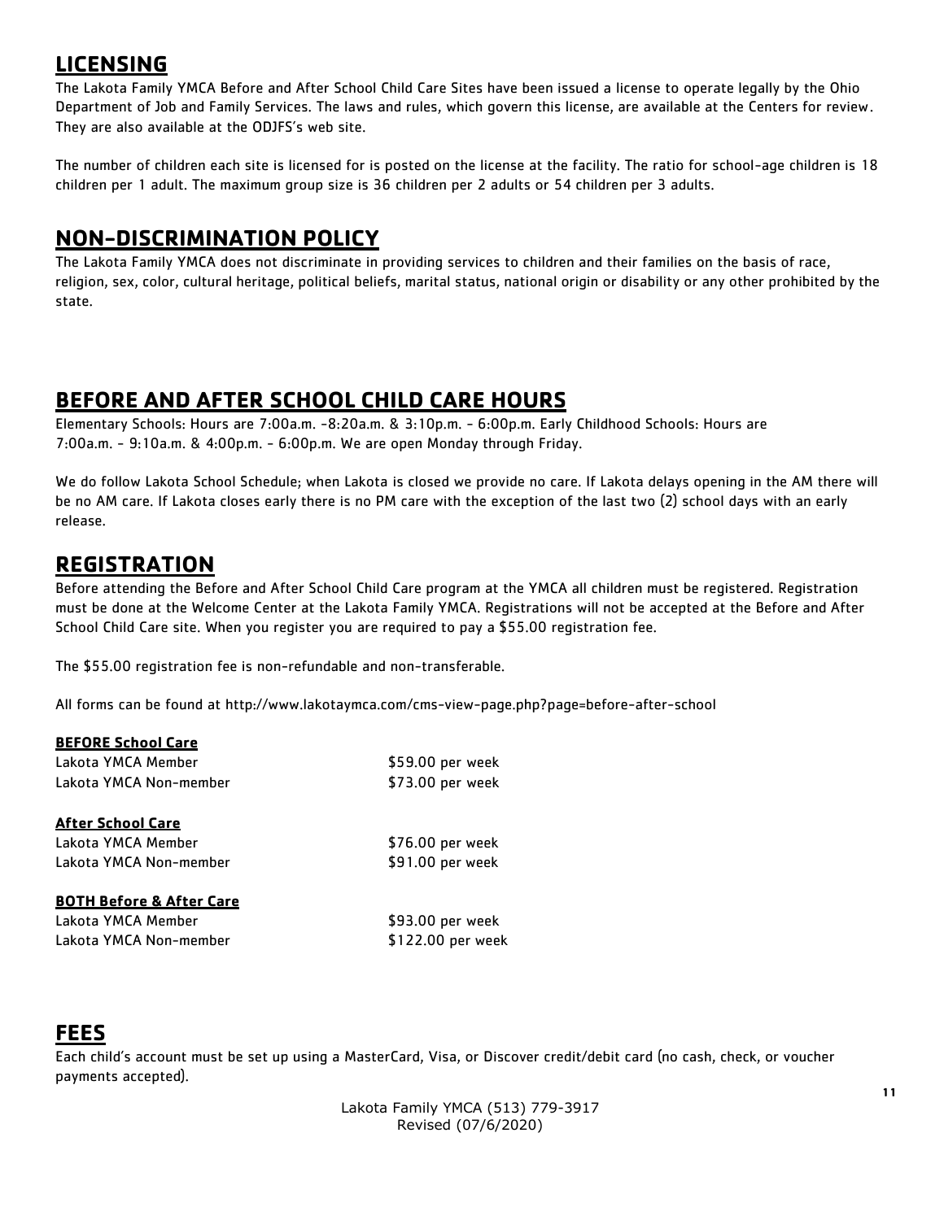## LICENSING

The Lakota Family YMCA Before and After School Child Care Sites have been issued a license to operate legally by the Ohio Department of Job and Family Services. The laws and rules, which govern this license, are available at the Centers for review. They are also available at the ODJFS's web site.

The number of children each site is licensed for is posted on the license at the facility. The ratio for school-age children is 18 children per 1 adult. The maximum group size is 36 children per 2 adults or 54 children per 3 adults.

## NON-DISCRIMINATION POLICY

The Lakota Family YMCA does not discriminate in providing services to children and their families on the basis of race, religion, sex, color, cultural heritage, political beliefs, marital status, national origin or disability or any other prohibited by the state.

## BEFORE AND AFTER SCHOOL CHILD CARE HOURS

Elementary Schools: Hours are 7:00a.m. -8:20a.m. & 3:10p.m. - 6:00p.m. Early Childhood Schools: Hours are 7:00a.m. - 9:10a.m. & 4:00p.m. - 6:00p.m. We are open Monday through Friday.

We do follow Lakota School Schedule; when Lakota is closed we provide no care. If Lakota delays opening in the AM there will be no AM care. If Lakota closes early there is no PM care with the exception of the last two (2) school days with an early release.

## REGISTRATION

Before attending the Before and After School Child Care program at the YMCA all children must be registered. Registration must be done at the Welcome Center at the Lakota Family YMCA. Registrations will not be accepted at the Before and After School Child Care site. When you register you are required to pay a $55.00 registration fee.

The $55.00 registration fee is non-refundable and non-transferable.

All forms can be found at http://www.lakotaymca.com/cms-view-page.php?page=before-after-school

**BEFORE School Care**

| | |
|---|---|
| Lakota YMCA Member | $59.00 per week |
| Lakota YMCA Non-member | $73.00 per week |

**After School Care**

| | |
|---|---|
| Lakota YMCA Member | $76.00 per week |
| Lakota YMCA Non-member | $91.00 per week |

**BOTH Before & After Care**

| | |
|---|---|
| Lakota YMCA Member | $93.00 per week |
| Lakota YMCA Non-member | $122.00 per week |

## FEES

Each child's account must be set up using a MasterCard, Visa, or Discover credit/debit card (no cash, check, or voucher payments accepted).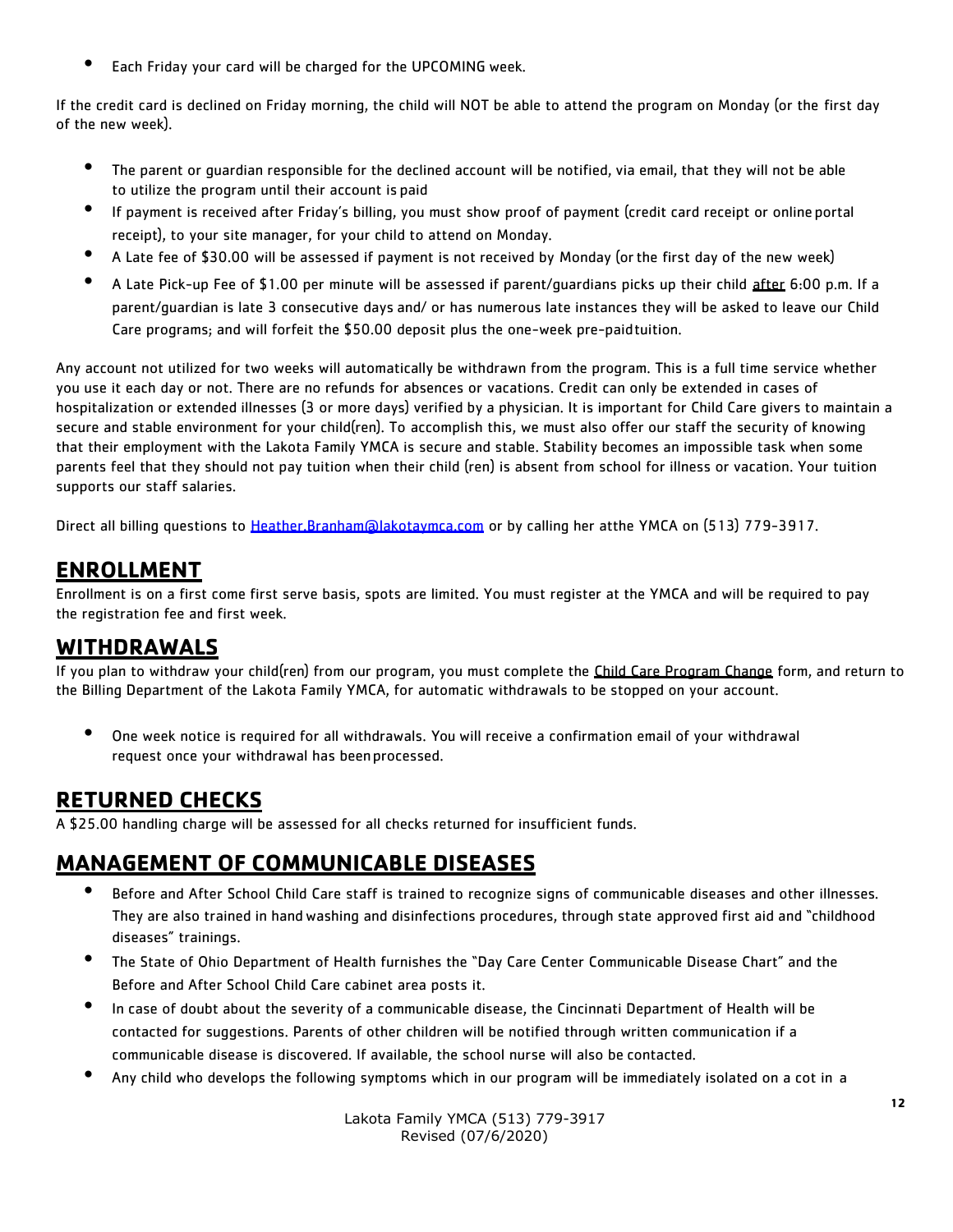- Each Friday your card will be charged for the UPCOMING week.

If the credit card is declined on Friday morning, the child will NOT be able to attend the program on Monday (or the first day of the new week).

- The parent or guardian responsible for the declined account will be notified, via email, that they will not be able to utilize the program until their account is paid
- If payment is received after Friday's billing, you must show proof of payment (credit card receipt or online portal receipt), to your site manager, for your child to attend on Monday.
- A Late fee of $30.00 will be assessed if payment is not received by Monday (or the first day of the new week)
- A Late Pick-up Fee of $1.00 per minute will be assessed if parent/guardians picks up their child after 6:00 p.m. If a parent/guardian is late 3 consecutive days and/ or has numerous late instances they will be asked to leave our Child Care programs; and will forfeit the $50.00 deposit plus the one-week pre-paid tuition.

Any account not utilized for two weeks will automatically be withdrawn from the program. This is a full time service whether you use it each day or not. There are no refunds for absences or vacations. Credit can only be extended in cases of hospitalization or extended illnesses (3 or more days) verified by a physician. It is important for Child Care givers to maintain a secure and stable environment for your child(ren). To accomplish this, we must also offer our staff the security of knowing that their employment with the Lakota Family YMCA is secure and stable. Stability becomes an impossible task when some parents feel that they should not pay tuition when their child (ren) is absent from school for illness or vacation. Your tuition supports our staff salaries.

Direct all billing questions to Heather.Branham@lakotaymca.com or by calling her atthe YMCA on (513) 779-3917.

## ENROLLMENT

Enrollment is on a first come first serve basis, spots are limited. You must register at the YMCA and will be required to pay the registration fee and first week.

## WITHDRAWALS

If you plan to withdraw your child(ren) from our program, you must complete the Child Care Program Change form, and return to the Billing Department of the Lakota Family YMCA, for automatic withdrawals to be stopped on your account.

- One week notice is required for all withdrawals. You will receive a confirmation email of your withdrawal request once your withdrawal has been processed.

## RETURNED CHECKS

A $25.00 handling charge will be assessed for all checks returned for insufficient funds.

## MANAGEMENT OF COMMUNICABLE DISEASES

- Before and After School Child Care staff is trained to recognize signs of communicable diseases and other illnesses. They are also trained in hand washing and disinfections procedures, through state approved first aid and "childhood diseases" trainings.
- The State of Ohio Department of Health furnishes the "Day Care Center Communicable Disease Chart" and the Before and After School Child Care cabinet area posts it.
- In case of doubt about the severity of a communicable disease, the Cincinnati Department of Health will be contacted for suggestions. Parents of other children will be notified through written communication if a communicable disease is discovered. If available, the school nurse will also be contacted.
- Any child who develops the following symptoms which in our program will be immediately isolated on a cot in a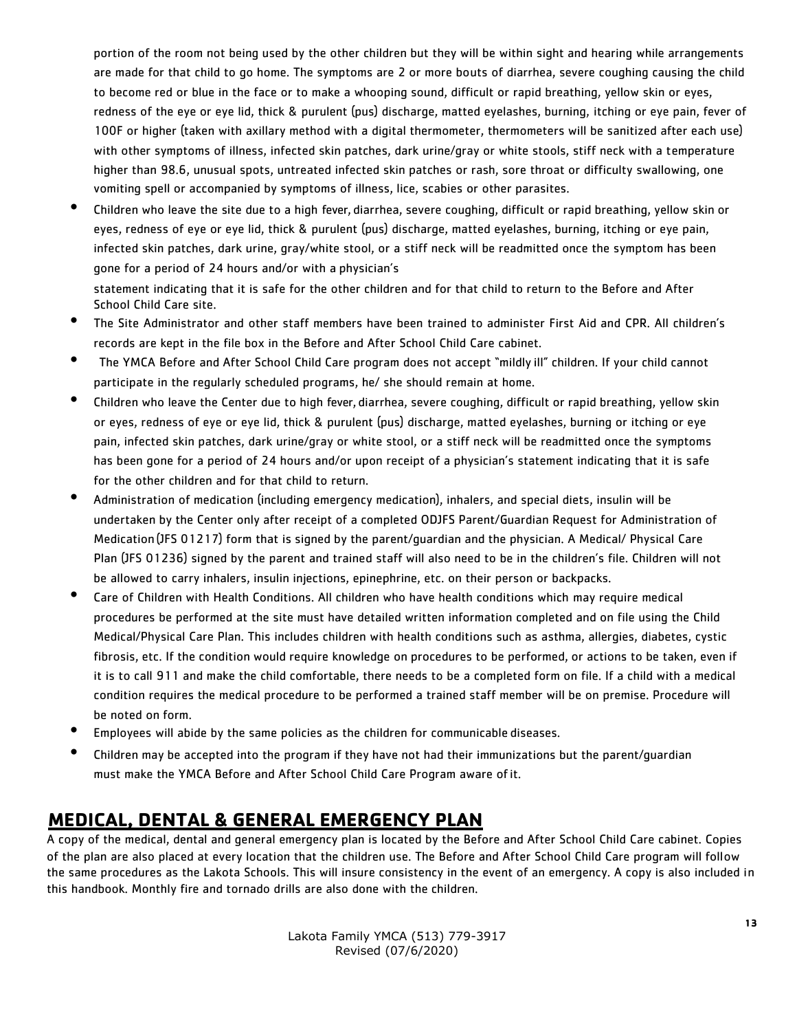portion of the room not being used by the other children but they will be within sight and hearing while arrangements are made for that child to go home. The symptoms are 2 or more bouts of diarrhea, severe coughing causing the child to become red or blue in the face or to make a whooping sound, difficult or rapid breathing, yellow skin or eyes, redness of the eye or eye lid, thick & purulent (pus) discharge, matted eyelashes, burning, itching or eye pain, fever of 100F or higher (taken with axillary method with a digital thermometer, thermometers will be sanitized after each use) with other symptoms of illness, infected skin patches, dark urine/gray or white stools, stiff neck with a temperature higher than 98.6, unusual spots, untreated infected skin patches or rash, sore throat or difficulty swallowing, one vomiting spell or accompanied by symptoms of illness, lice, scabies or other parasites.

- Children who leave the site due to a high fever, diarrhea, severe coughing, difficult or rapid breathing, yellow skin or eyes, redness of eye or eye lid, thick & purulent (pus) discharge, matted eyelashes, burning, itching or eye pain, infected skin patches, dark urine, gray/white stool, or a stiff neck will be readmitted once the symptom has been gone for a period of 24 hours and/or with a physician's statement indicating that it is safe for the other children and for that child to return to the Before and After School Child Care site.
- The Site Administrator and other staff members have been trained to administer First Aid and CPR. All children's records are kept in the file box in the Before and After School Child Care cabinet.
- The YMCA Before and After School Child Care program does not accept "mildly ill" children. If your child cannot participate in the regularly scheduled programs, he/ she should remain at home.
- Children who leave the Center due to high fever, diarrhea, severe coughing, difficult or rapid breathing, yellow skin or eyes, redness of eye or eye lid, thick & purulent (pus) discharge, matted eyelashes, burning or itching or eye pain, infected skin patches, dark urine/gray or white stool, or a stiff neck will be readmitted once the symptoms has been gone for a period of 24 hours and/or upon receipt of a physician's statement indicating that it is safe for the other children and for that child to return.
- Administration of medication (including emergency medication), inhalers, and special diets, insulin will be undertaken by the Center only after receipt of a completed ODJFS Parent/Guardian Request for Administration of Medication (JFS 01217) form that is signed by the parent/guardian and the physician. A Medical/ Physical Care Plan (JFS 01236) signed by the parent and trained staff will also need to be in the children's file. Children will not be allowed to carry inhalers, insulin injections, epinephrine, etc. on their person or backpacks.
- Care of Children with Health Conditions. All children who have health conditions which may require medical procedures be performed at the site must have detailed written information completed and on file using the Child Medical/Physical Care Plan. This includes children with health conditions such as asthma, allergies, diabetes, cystic fibrosis, etc. If the condition would require knowledge on procedures to be performed, or actions to be taken, even if it is to call 911 and make the child comfortable, there needs to be a completed form on file. If a child with a medical condition requires the medical procedure to be performed a trained staff member will be on premise. Procedure will be noted on form.
- Employees will abide by the same policies as the children for communicable diseases.
- Children may be accepted into the program if they have not had their immunizations but the parent/guardian must make the YMCA Before and After School Child Care Program aware of it.

## MEDICAL, DENTAL & GENERAL EMERGENCY PLAN

A copy of the medical, dental and general emergency plan is located by the Before and After School Child Care cabinet. Copies of the plan are also placed at every location that the children use. The Before and After School Child Care program will follow the same procedures as the Lakota Schools. This will insure consistency in the event of an emergency. A copy is also included in this handbook. Monthly fire and tornado drills are also done with the children.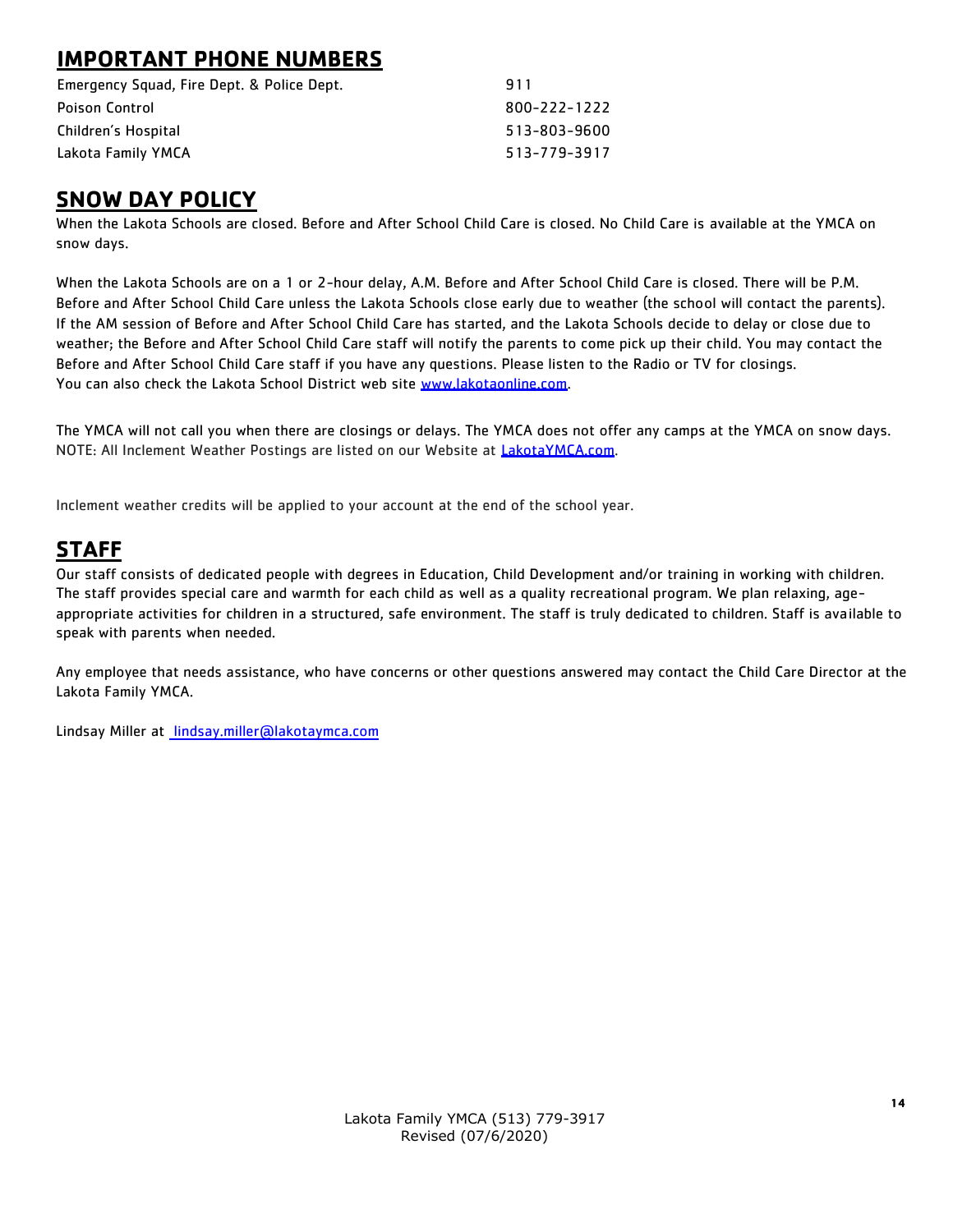## IMPORTANT PHONE NUMBERS

| | |
|---|---|
| Emergency Squad, Fire Dept. & Police Dept. | 911 |
| Poison Control | 800-222-1222 |
| Children's Hospital | 513-803-9600 |
| Lakota Family YMCA | 513-779-3917 |

## SNOW DAY POLICY

When the Lakota Schools are closed. Before and After School Child Care is closed. No Child Care is available at the YMCA on snow days.

When the Lakota Schools are on a 1 or 2-hour delay, A.M. Before and After School Child Care is closed. There will be P.M. Before and After School Child Care unless the Lakota Schools close early due to weather (the school will contact the parents). If the AM session of Before and After School Child Care has started, and the Lakota Schools decide to delay or close due to weather; the Before and After School Child Care staff will notify the parents to come pick up their child. You may contact the Before and After School Child Care staff if you have any questions. Please listen to the Radio or TV for closings.
You can also check the Lakota School District web site [www.lakotaonline.com](http://www.lakotaonline.com).

The YMCA will not call you when there are closings or delays. The YMCA does not offer any camps at the YMCA on snow days.
NOTE: All Inclement Weather Postings are listed on our Website at [LakotaYMCA.com](http://LakotaYMCA.com).

Inclement weather credits will be applied to your account at the end of the school year.

## STAFF

Our staff consists of dedicated people with degrees in Education, Child Development and/or training in working with children. The staff provides special care and warmth for each child as well as a quality recreational program. We plan relaxing, age-appropriate activities for children in a structured, safe environment. The staff is truly dedicated to children. Staff is available to speak with parents when needed.

Any employee that needs assistance, who have concerns or other questions answered may contact the Child Care Director at the Lakota Family YMCA.

Lindsay Miller at [lindsay.miller@lakotaymca.com](mailto:lindsay.miller@lakotaymca.com)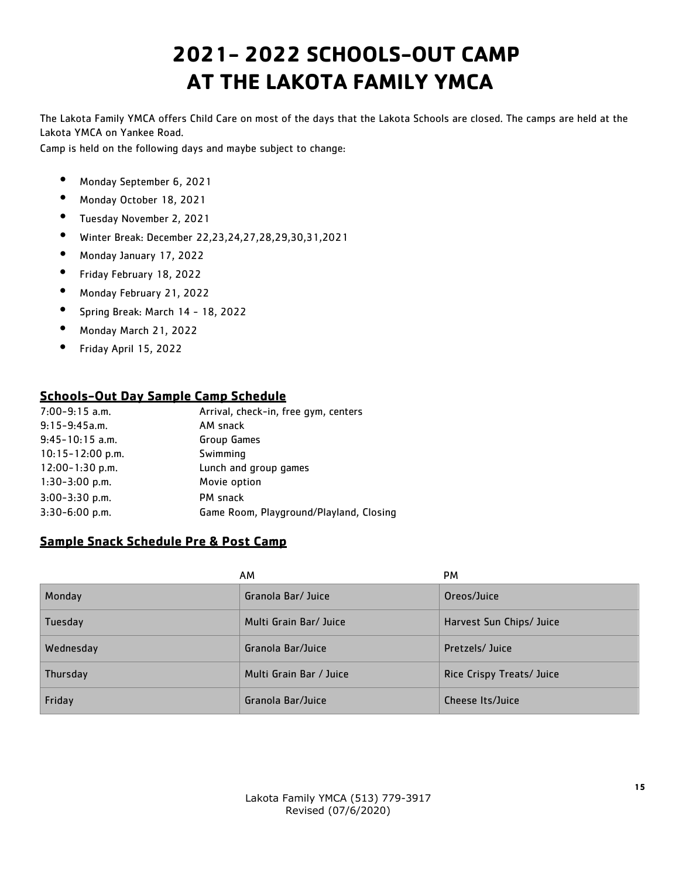# 2021- 2022 SCHOOLS-OUT CAMP AT THE LAKOTA FAMILY YMCA

The Lakota Family YMCA offers Child Care on most of the days that the Lakota Schools are closed. The camps are held at the Lakota YMCA on Yankee Road.
Camp is held on the following days and maybe subject to change:

- Monday September 6, 2021
- Monday October 18, 2021
- Tuesday November 2, 2021
- Winter Break: December 22,23,24,27,28,29,30,31,2021
- Monday January 17, 2022
- Friday February 18, 2022
- Monday February 21, 2022
- Spring Break: March 14 - 18, 2022
- Monday March 21, 2022
- Friday April 15, 2022

## Schools-Out Day Sample Camp Schedule

| | |
|---|---|
| 7:00-9:15 a.m. | Arrival, check-in, free gym, centers |
| 9:15-9:45a.m. | AM snack |
| 9:45-10:15 a.m. | Group Games |
| 10:15-12:00 p.m. | Swimming |
| 12:00-1:30 p.m. | Lunch and group games |
| 1:30-3:00 p.m. | Movie option |
| 3:00-3:30 p.m. | PM snack |
| 3:30-6:00 p.m. | Game Room, Playground/Playland, Closing |

## Sample Snack Schedule Pre & Post Camp

| | AM | PM |
|---|---|---|
| Monday | Granola Bar/ Juice | Oreos/Juice |
| Tuesday | Multi Grain Bar/ Juice | Harvest Sun Chips/ Juice |
| Wednesday | Granola Bar/Juice | Pretzels/ Juice |
| Thursday | Multi Grain Bar / Juice | Rice Crispy Treats/ Juice |
| Friday | Granola Bar/Juice | Cheese Its/Juice |

Lakota Family YMCA (513) 779-3917
Revised (07/6/2020)